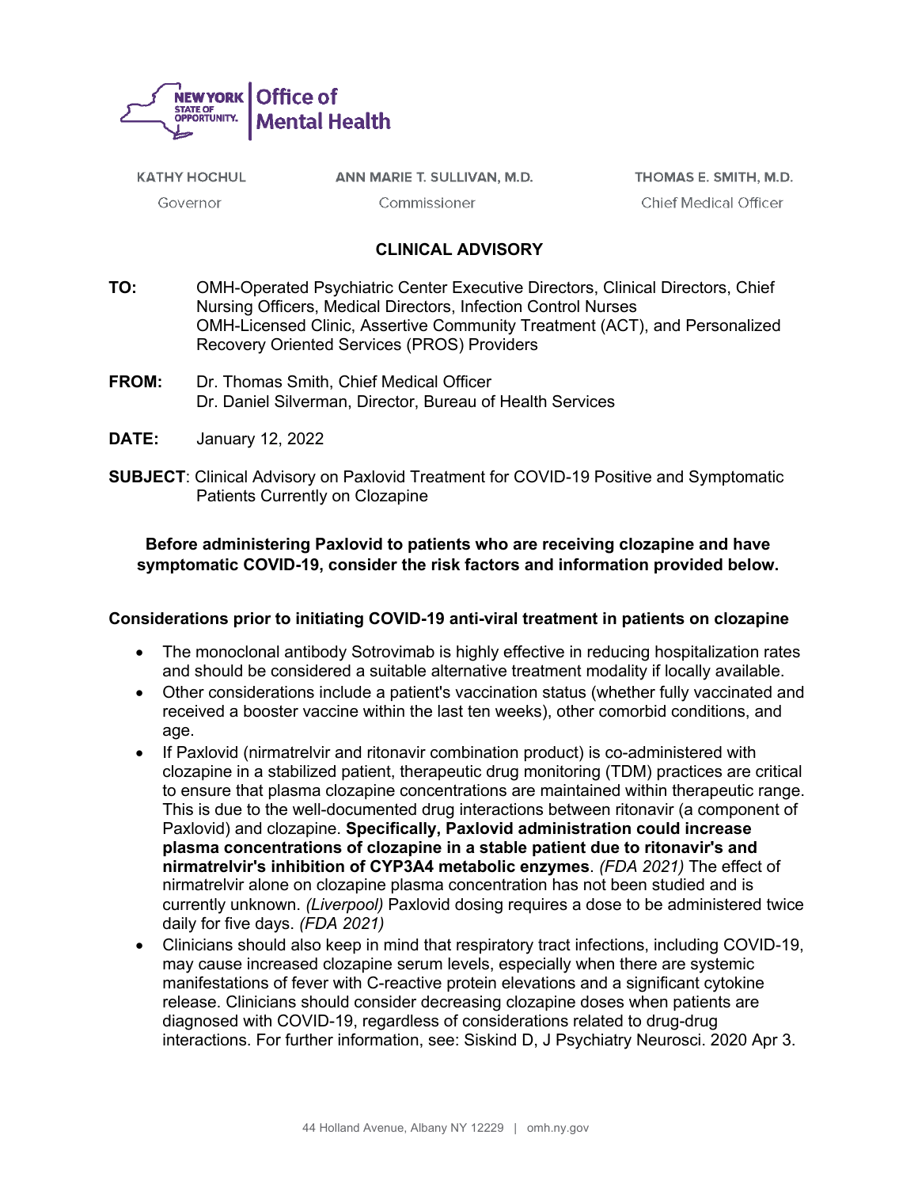New York State of Opportunity | Office of Mental Health

KATHY HOCHUL
Governor

ANN MARIE T. SULLIVAN, M.D.
Commissioner

THOMAS E. SMITH, M.D.
Chief Medical Officer

## CLINICAL ADVISORY

**TO:** OMH-Operated Psychiatric Center Executive Directors, Clinical Directors, Chief Nursing Officers, Medical Directors, Infection Control Nurses
OMH-Licensed Clinic, Assertive Community Treatment (ACT), and Personalized Recovery Oriented Services (PROS) Providers

**FROM:** Dr. Thomas Smith, Chief Medical Officer
Dr. Daniel Silverman, Director, Bureau of Health Services

**DATE:** January 12, 2022

**SUBJECT**: Clinical Advisory on Paxlovid Treatment for COVID-19 Positive and Symptomatic Patients Currently on Clozapine

**Before administering Paxlovid to patients who are receiving clozapine and have symptomatic COVID-19, consider the risk factors and information provided below.**

### Considerations prior to initiating COVID-19 anti-viral treatment in patients on clozapine

- The monoclonal antibody Sotrovimab is highly effective in reducing hospitalization rates and should be considered a suitable alternative treatment modality if locally available.
- Other considerations include a patient's vaccination status (whether fully vaccinated and received a booster vaccine within the last ten weeks), other comorbid conditions, and age.
- If Paxlovid (nirmatrelvir and ritonavir combination product) is co-administered with clozapine in a stabilized patient, therapeutic drug monitoring (TDM) practices are critical to ensure that plasma clozapine concentrations are maintained within therapeutic range. This is due to the well-documented drug interactions between ritonavir (a component of Paxlovid) and clozapine. **Specifically, Paxlovid administration could increase plasma concentrations of clozapine in a stable patient due to ritonavir's and nirmatrelvir's inhibition of CYP3A4 metabolic enzymes**. *(FDA 2021)* The effect of nirmatrelvir alone on clozapine plasma concentration has not been studied and is currently unknown. *(Liverpool)* Paxlovid dosing requires a dose to be administered twice daily for five days. *(FDA 2021)*
- Clinicians should also keep in mind that respiratory tract infections, including COVID-19, may cause increased clozapine serum levels, especially when there are systemic manifestations of fever with C-reactive protein elevations and a significant cytokine release. Clinicians should consider decreasing clozapine doses when patients are diagnosed with COVID-19, regardless of considerations related to drug-drug interactions. For further information, see: Siskind D, J Psychiatry Neurosci. 2020 Apr 3.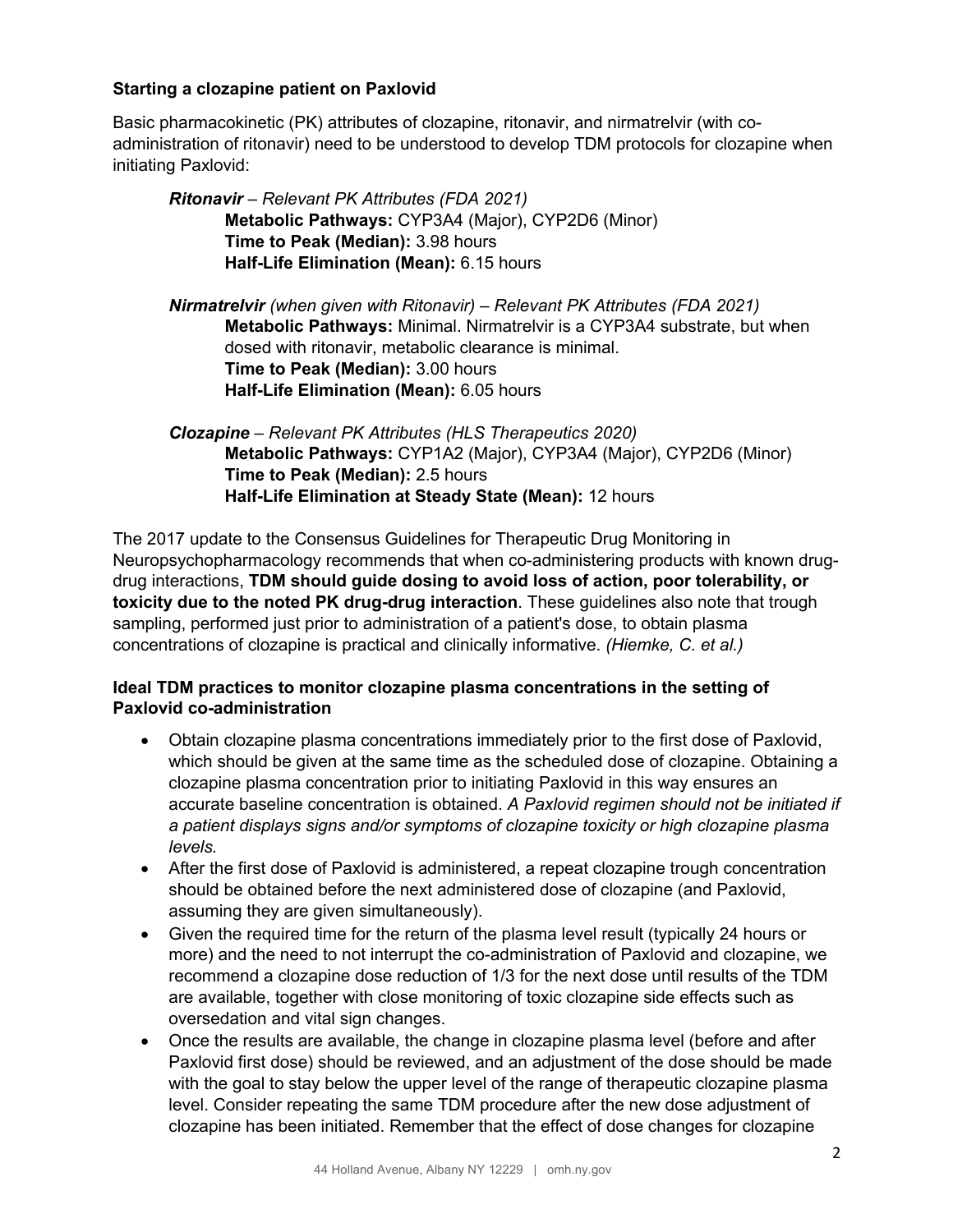**Starting a clozapine patient on Paxlovid**

Basic pharmacokinetic (PK) attributes of clozapine, ritonavir, and nirmatrelvir (with co-administration of ritonavir) need to be understood to develop TDM protocols for clozapine when initiating Paxlovid:

> ***Ritonavir*** *– Relevant PK Attributes (FDA 2021)*
> > **Metabolic Pathways:** CYP3A4 (Major), CYP2D6 (Minor)
> > **Time to Peak (Median):** 3.98 hours
> > **Half-Life Elimination (Mean):** 6.15 hours
>
> ***Nirmatrelvir*** *(when given with Ritonavir) – Relevant PK Attributes (FDA 2021)*
> > **Metabolic Pathways:** Minimal. Nirmatrelvir is a CYP3A4 substrate, but when dosed with ritonavir, metabolic clearance is minimal.
> > **Time to Peak (Median):** 3.00 hours
> > **Half-Life Elimination (Mean):** 6.05 hours
>
> ***Clozapine*** *– Relevant PK Attributes (HLS Therapeutics 2020)*
> > **Metabolic Pathways:** CYP1A2 (Major), CYP3A4 (Major), CYP2D6 (Minor)
> > **Time to Peak (Median):** 2.5 hours
> > **Half-Life Elimination at Steady State (Mean):** 12 hours

The 2017 update to the Consensus Guidelines for Therapeutic Drug Monitoring in Neuropsychopharmacology recommends that when co-administering products with known drug-drug interactions, **TDM should guide dosing to avoid loss of action, poor tolerability, or toxicity due to the noted PK drug-drug interaction**. These guidelines also note that trough sampling, performed just prior to administration of a patient's dose, to obtain plasma concentrations of clozapine is practical and clinically informative. *(Hiemke, C. et al.)*

**Ideal TDM practices to monitor clozapine plasma concentrations in the setting of Paxlovid co-administration**

- Obtain clozapine plasma concentrations immediately prior to the first dose of Paxlovid, which should be given at the same time as the scheduled dose of clozapine. Obtaining a clozapine plasma concentration prior to initiating Paxlovid in this way ensures an accurate baseline concentration is obtained. *A Paxlovid regimen should not be initiated if a patient displays signs and/or symptoms of clozapine toxicity or high clozapine plasma levels.*
- After the first dose of Paxlovid is administered, a repeat clozapine trough concentration should be obtained before the next administered dose of clozapine (and Paxlovid, assuming they are given simultaneously).
- Given the required time for the return of the plasma level result (typically 24 hours or more) and the need to not interrupt the co-administration of Paxlovid and clozapine, we recommend a clozapine dose reduction of 1/3 for the next dose until results of the TDM are available, together with close monitoring of toxic clozapine side effects such as oversedation and vital sign changes.
- Once the results are available, the change in clozapine plasma level (before and after Paxlovid first dose) should be reviewed, and an adjustment of the dose should be made with the goal to stay below the upper level of the range of therapeutic clozapine plasma level. Consider repeating the same TDM procedure after the new dose adjustment of clozapine has been initiated. Remember that the effect of dose changes for clozapine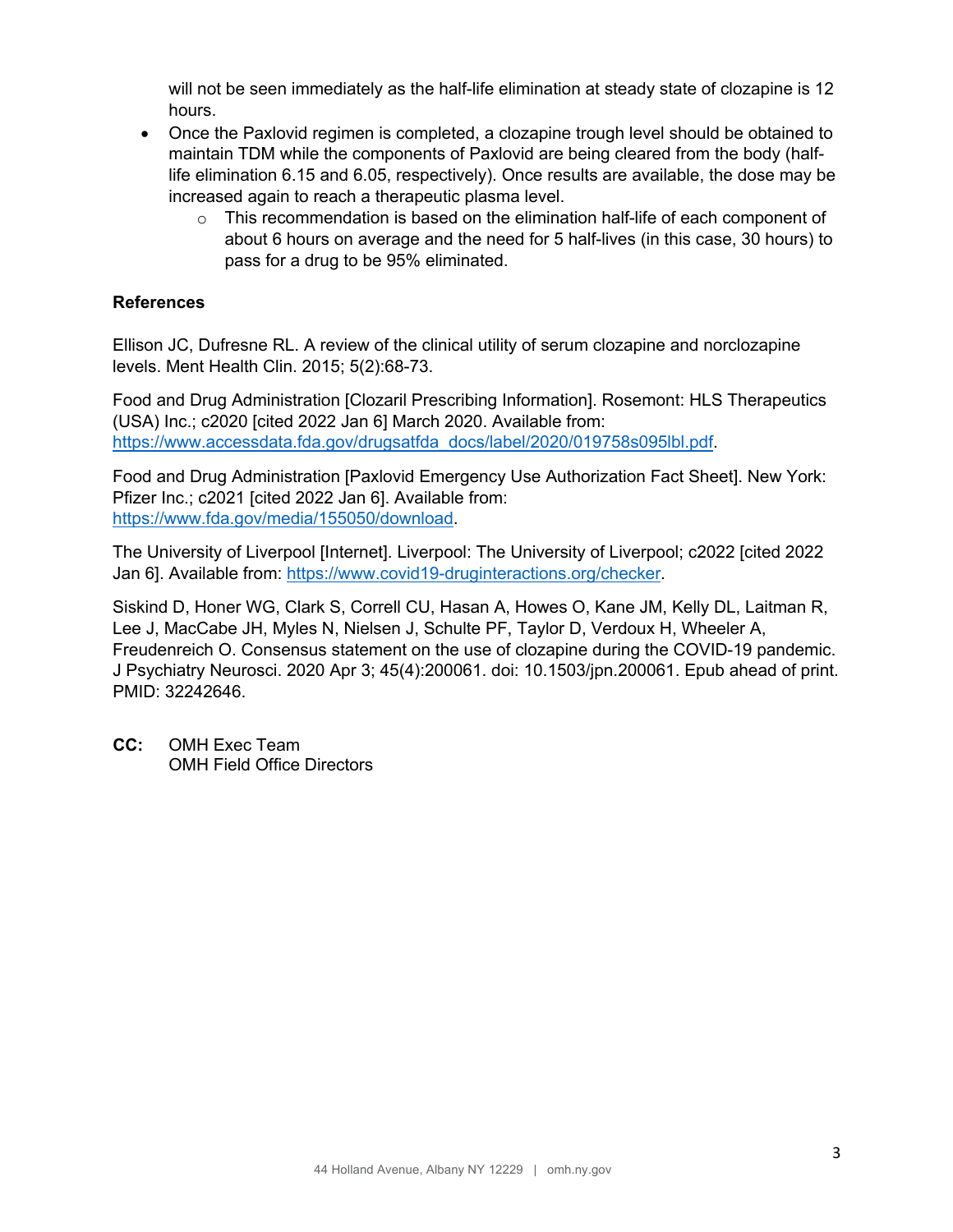will not be seen immediately as the half-life elimination at steady state of clozapine is 12 hours.

- Once the Paxlovid regimen is completed, a clozapine trough level should be obtained to maintain TDM while the components of Paxlovid are being cleared from the body (half-life elimination 6.15 and 6.05, respectively). Once results are available, the dose may be increased again to reach a therapeutic plasma level.
    - This recommendation is based on the elimination half-life of each component of about 6 hours on average and the need for 5 half-lives (in this case, 30 hours) to pass for a drug to be 95% eliminated.

**References**

Ellison JC, Dufresne RL. A review of the clinical utility of serum clozapine and norclozapine levels. Ment Health Clin. 2015; 5(2):68-73.

Food and Drug Administration [Clozaril Prescribing Information]. Rosemont: HLS Therapeutics (USA) Inc.; c2020 [cited 2022 Jan 6] March 2020. Available from: https://www.accessdata.fda.gov/drugsatfda_docs/label/2020/019758s095lbl.pdf.

Food and Drug Administration [Paxlovid Emergency Use Authorization Fact Sheet]. New York: Pfizer Inc.; c2021 [cited 2022 Jan 6]. Available from: https://www.fda.gov/media/155050/download.

The University of Liverpool [Internet]. Liverpool: The University of Liverpool; c2022 [cited 2022 Jan 6]. Available from: https://www.covid19-druginteractions.org/checker.

Siskind D, Honer WG, Clark S, Correll CU, Hasan A, Howes O, Kane JM, Kelly DL, Laitman R, Lee J, MacCabe JH, Myles N, Nielsen J, Schulte PF, Taylor D, Verdoux H, Wheeler A, Freudenreich O. Consensus statement on the use of clozapine during the COVID-19 pandemic. J Psychiatry Neurosci. 2020 Apr 3; 45(4):200061. doi: 10.1503/jpn.200061. Epub ahead of print. PMID: 32242646.

**CC:** OMH Exec Team
OMH Field Office Directors